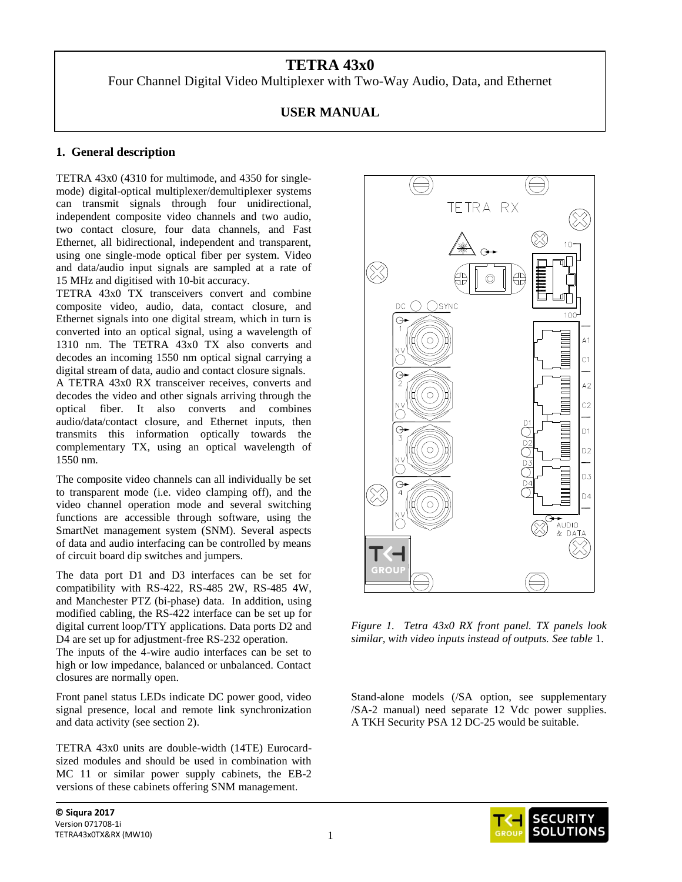# TETRA 43x0

Four Channel Digital Video Multiplexer with Two-Way Audio, Data, and Ethernet

## USER MANUAL

## 1. General description

TETRA 43x0 (4310 for multimode, and 4350 for single-mode) digital-optical multiplexer/demultiplexer systems can transmit signals through four unidirectional, independent composite video channels and two audio, two contact closure, four data channels, and Fast Ethernet, all bidirectional, independent and transparent, using one single-mode optical fiber per system. Video and data/audio input signals are sampled at a rate of 15 MHz and digitised with 10-bit accuracy.

TETRA 43x0 TX transceivers convert and combine composite video, audio, data, contact closure, and Ethernet signals into one digital stream, which in turn is converted into an optical signal, using a wavelength of 1310 nm. The TETRA 43x0 TX also converts and decodes an incoming 1550 nm optical signal carrying a digital stream of data, audio and contact closure signals.

A TETRA 43x0 RX transceiver receives, converts and decodes the video and other signals arriving through the optical fiber. It also converts and combines audio/data/contact closure, and Ethernet inputs, then transmits this information optically towards the complementary TX, using an optical wavelength of 1550 nm.

The composite video channels can all individually be set to transparent mode (i.e. video clamping off), and the video channel operation mode and several switching functions are accessible through software, using the SmartNet management system (SNM). Several aspects of data and audio interfacing can be controlled by means of circuit board dip switches and jumpers.

The data port D1 and D3 interfaces can be set for compatibility with RS-422, RS-485 2W, RS-485 4W, and Manchester PTZ (bi-phase) data. In addition, using modified cabling, the RS-422 interface can be set up for digital current loop/TTY applications. Data ports D2 and D4 are set up for adjustment-free RS-232 operation.

The inputs of the 4-wire audio interfaces can be set to high or low impedance, balanced or unbalanced. Contact closures are normally open.

Front panel status LEDs indicate DC power good, video signal presence, local and remote link synchronization and data activity (see section 2).

TETRA 43x0 units are double-width (14TE) Eurocard-sized modules and should be used in combination with MC 11 or similar power supply cabinets, the EB-2 versions of these cabinets offering SNM management.

TETRA RX

10

DC SYNC

100

1 NV

2 NV

3 NV

4 NV

A1 C1 A2 C2

D1 D2 D3 D4

AUDIO & DATA

TKH GROUP

*Figure 1. Tetra 43x0 RX front panel. TX panels look similar, with video inputs instead of outputs. See table* 1.

Stand-alone models (/SA option, see supplementary /SA-2 manual) need separate 12 Vdc power supplies. A TKH Security PSA 12 DC-25 would be suitable.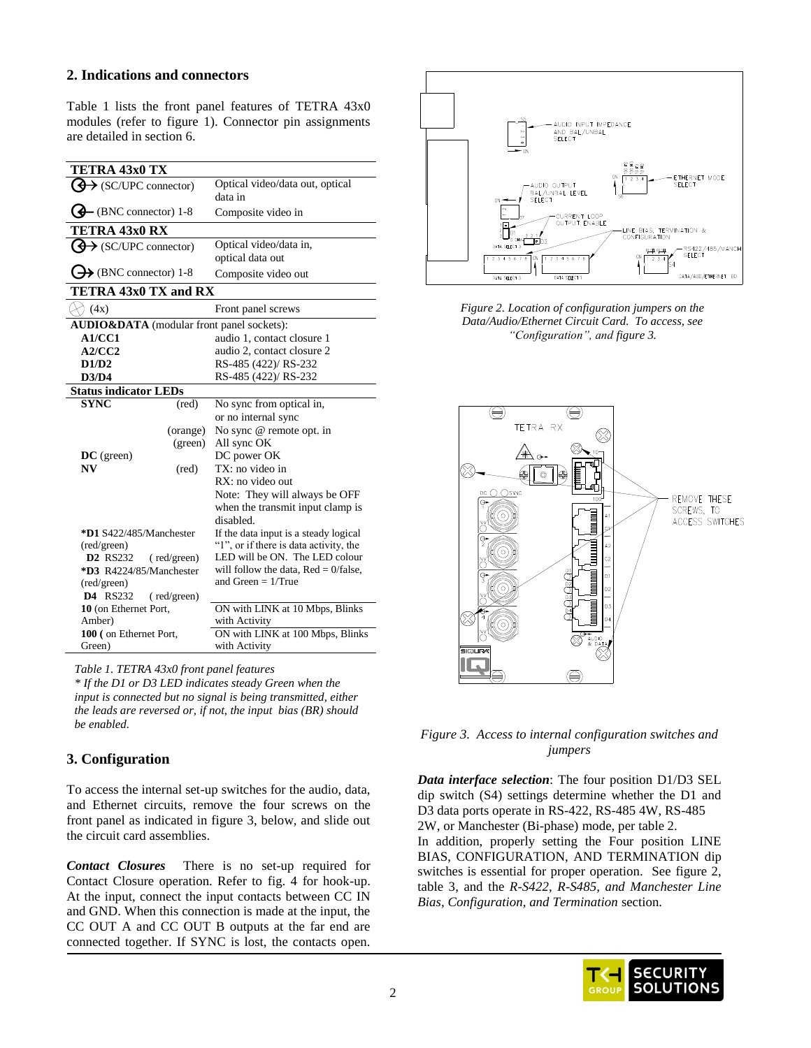## 2. Indications and connectors

Table 1 lists the front panel features of TETRA 43x0 modules (refer to figure 1). Connector pin assignments are detailed in section 6.

| **TETRA 43x0 TX** | |
|---|---|
| (SC/UPC connector) | Optical video/data out, optical data in |
| (BNC connector) 1-8 | Composite video in |
| **TETRA 43x0 RX** | |
| (SC/UPC connector) | Optical video/data in, optical data out |
| (BNC connector) 1-8 | Composite video out |
| **TETRA 43x0 TX and RX** | |
| (4x) | Front panel screws |
| **AUDIO&DATA** (modular front panel sockets): | |
| **A1/CC1** | audio 1, contact closure 1 |
| **A2/CC2** | audio 2, contact closure 2 |
| **D1/D2** | RS-485 (422)/ RS-232 |
| **D3/D4** | RS-485 (422)/ RS-232 |
| **Status indicator LEDs** | |
| **SYNC** (red) | No sync from optical in, or no internal sync |
| (orange) | No sync @ remote opt. in |
| (green) | All sync OK |
| **DC** (green) | DC power OK |
| **NV** (red) | TX: no video in RX: no video out Note: They will always be OFF when the transmit input clamp is disabled. |
| ***D1** S422/485/Manchester (red/green) **D2** RS232 (red/green) ***D3** R4224/85/Manchester (red/green) **D4** RS232 (red/green) | If the data input is a steady logical "1", or if there is data activity, the LED will be ON. The LED colour will follow the data, Red = 0/false, and Green = 1/True |
| **10** (on Ethernet Port, Amber) | ON with LINK at 10 Mbps, Blinks with Activity |
| **100 (** on Ethernet Port, Green) | ON with LINK at 100 Mbps, Blinks with Activity |

*Table 1. TETRA 43x0 front panel features*
** If the D1 or D3 LED indicates steady Green when the input is connected but no signal is being transmitted, either the leads are reversed or, if not, the input bias (BR) should be enabled.*

## 3. Configuration

To access the internal set-up switches for the audio, data, and Ethernet circuits, remove the four screws on the front panel as indicated in figure 3, below, and slide out the circuit card assemblies.

***Contact Closures*** There is no set-up required for Contact Closure operation. Refer to fig. 4 for hook-up. At the input, connect the input contacts between CC IN and GND. When this connection is made at the input, the CC OUT A and CC OUT B outputs at the far end are connected together. If SYNC is lost, the contacts open.

*Figure 2. Location of configuration jumpers on the Data/Audio/Ethernet Circuit Card. To access, see "Configuration", and figure 3.*

*Figure 3. Access to internal configuration switches and jumpers*

***Data interface selection***: The four position D1/D3 SEL dip switch (S4) settings determine whether the D1 and D3 data ports operate in RS-422, RS-485 4W, RS-485 2W, or Manchester (Bi-phase) mode, per table 2.
In addition, properly setting the Four position LINE BIAS, CONFIGURATION, AND TERMINATION dip switches is essential for proper operation. See figure 2, table 3, and the *R-S422, R-S485, and Manchester Line Bias, Configuration, and Termination* section.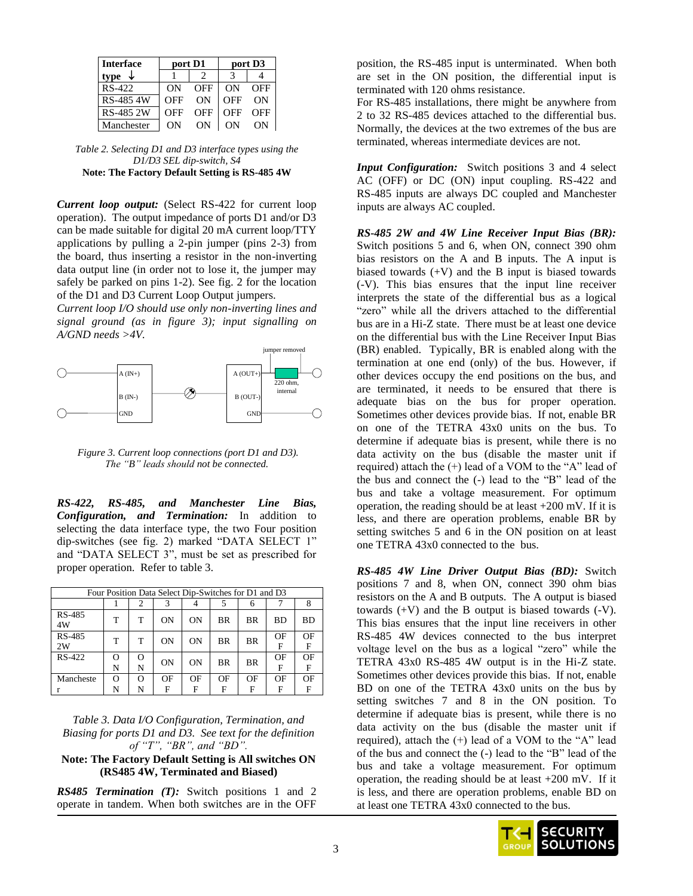| Interface type ↓ | port D1 | | port D3 | |
|---|---|---|---|---|
| | 1 | 2 | 3 | 4 |
| RS-422 | ON | OFF | ON | OFF |
| RS-485 4W | OFF | ON | OFF | ON |
| RS-485 2W | OFF | OFF | OFF | OFF |
| Manchester | ON | ON | ON | ON |

*Table 2. Selecting D1 and D3 interface types using the D1/D3 SEL dip-switch, S4*

**Note: The Factory Default Setting is RS-485 4W**

***Current loop output:*** (Select RS-422 for current loop operation). The output impedance of ports D1 and/or D3 can be made suitable for digital 20 mA current loop/TTY applications by pulling a 2-pin jumper (pins 2-3) from the board, thus inserting a resistor in the non-inverting data output line (in order not to lose it, the jumper may safely be parked on pins 1-2). See fig. 2 for the location of the D1 and D3 Current Loop Output jumpers.

*Current loop I/O should use only non-inverting lines and signal ground (as in figure 3); input signalling on A/GND needs >4V.*

A (IN+)
B (IN-)
GND
A (OUT+)
B (OUT-)
GND
jumper removed
220 ohm, internal

*Figure 3. Current loop connections (port D1 and D3). The "B" leads should not be connected.*

***RS-422, RS-485, and Manchester Line Bias, Configuration, and Termination:*** In addition to selecting the data interface type, the two Four position dip-switches (see fig. 2) marked "DATA SELECT 1" and "DATA SELECT 3", must be set as prescribed for proper operation. Refer to table 3.

| Four Position Data Select Dip-Switches for D1 and D3 | | | | | | | | |
|---|---|---|---|---|---|---|---|---|
| | 1 | 2 | 3 | 4 | 5 | 6 | 7 | 8 |
| RS-485 4W | T | T | ON | ON | BR | BR | BD | BD |
| RS-485 2W | T | T | ON | ON | BR | BR | OFF | OFF |
| RS-422 | ON | ON | ON | ON | BR | BR | OFF | OFF |
| Manchester | ON | ON | OFF | OFF | OFF | OFF | OFF | OFF |

*Table 3. Data I/O Configuration, Termination, and Biasing for ports D1 and D3. See text for the definition of "T", "BR", and "BD".*

**Note: The Factory Default Setting is All switches ON (RS485 4W, Terminated and Biased)**

***RS485 Termination (T):*** Switch positions 1 and 2 operate in tandem. When both switches are in the OFF position, the RS-485 input is unterminated. When both are set in the ON position, the differential input is terminated with 120 ohms resistance.

For RS-485 installations, there might be anywhere from 2 to 32 RS-485 devices attached to the differential bus. Normally, the devices at the two extremes of the bus are terminated, whereas intermediate devices are not.

***Input Configuration:*** Switch positions 3 and 4 select AC (OFF) or DC (ON) input coupling. RS-422 and RS-485 inputs are always DC coupled and Manchester inputs are always AC coupled.

***RS-485 2W and 4W Line Receiver Input Bias (BR):*** Switch positions 5 and 6, when ON, connect 390 ohm bias resistors on the A and B inputs. The A input is biased towards (+V) and the B input is biased towards (-V). This bias ensures that the input line receiver interprets the state of the differential bus as a logical "zero" while all the drivers attached to the differential bus are in a Hi-Z state. There must be at least one device on the differential bus with the Line Receiver Input Bias (BR) enabled. Typically, BR is enabled along with the termination at one end (only) of the bus. However, if other devices occupy the end positions on the bus, and are terminated, it needs to be ensured that there is adequate bias on the bus for proper operation. Sometimes other devices provide bias. If not, enable BR on one of the TETRA 43x0 units on the bus. To determine if adequate bias is present, while there is no data activity on the bus (disable the master unit if required) attach the (+) lead of a VOM to the "A" lead of the bus and connect the (-) lead to the "B" lead of the bus and take a voltage measurement. For optimum operation, the reading should be at least +200 mV. If it is less, and there are operation problems, enable BR by setting switches 5 and 6 in the ON position on at least one TETRA 43x0 connected to the bus.

***RS-485 4W Line Driver Output Bias (BD):*** Switch positions 7 and 8, when ON, connect 390 ohm bias resistors on the A and B outputs. The A output is biased towards (+V) and the B output is biased towards (-V). This bias ensures that the input line receivers in other RS-485 4W devices connected to the bus interpret voltage level on the bus as a logical "zero" while the TETRA 43x0 RS-485 4W output is in the Hi-Z state. Sometimes other devices provide this bias. If not, enable BD on one of the TETRA 43x0 units on the bus by setting switches 7 and 8 in the ON position. To determine if adequate bias is present, while there is no data activity on the bus (disable the master unit if required), attach the (+) lead of a VOM to the "A" lead of the bus and connect the (-) lead to the "B" lead of the bus and take a voltage measurement. For optimum operation, the reading should be at least +200 mV. If it is less, and there are operation problems, enable BD on at least one TETRA 43x0 connected to the bus.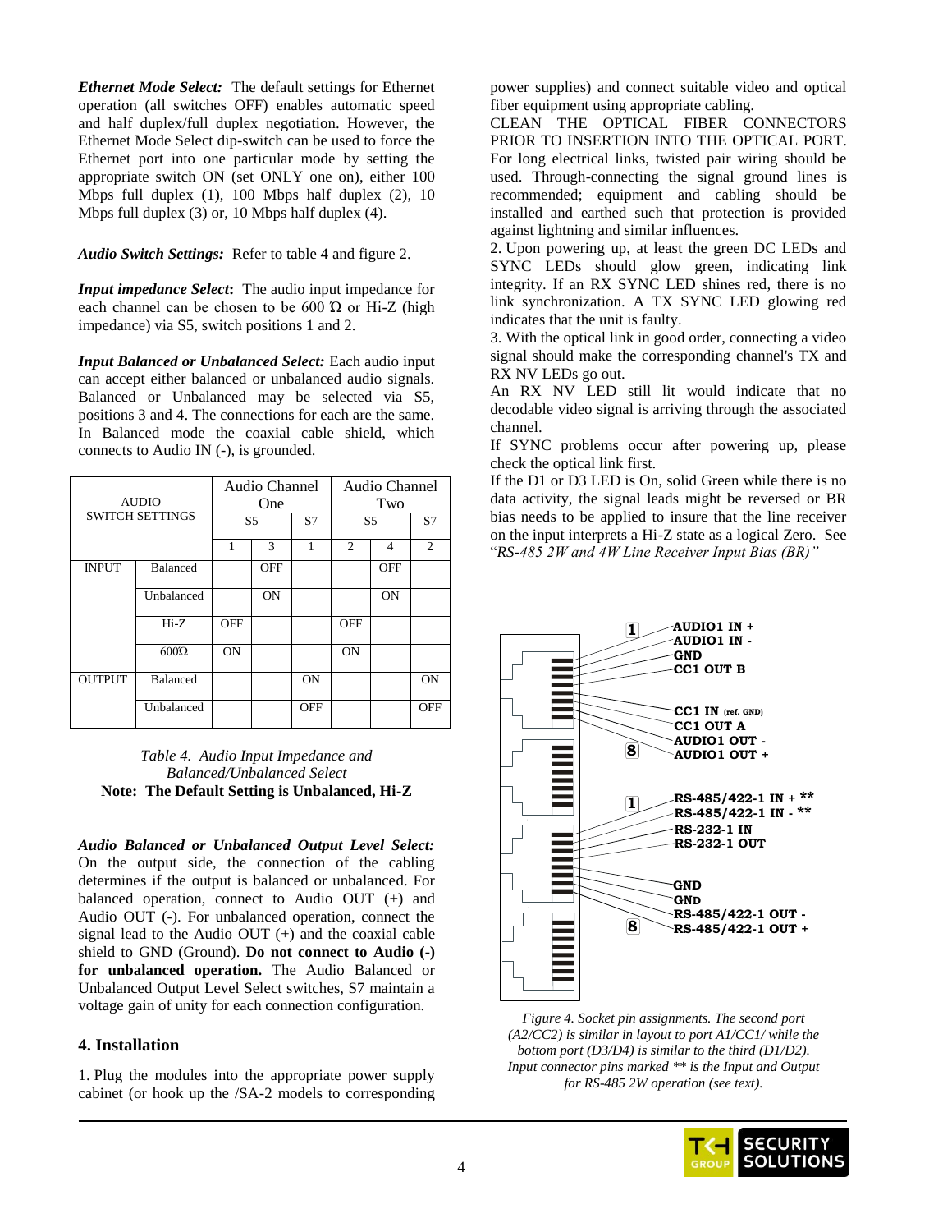***Ethernet Mode Select:*** The default settings for Ethernet operation (all switches OFF) enables automatic speed and half duplex/full duplex negotiation. However, the Ethernet Mode Select dip-switch can be used to force the Ethernet port into one particular mode by setting the appropriate switch ON (set ONLY one on), either 100 Mbps full duplex (1), 100 Mbps half duplex (2), 10 Mbps full duplex (3) or, 10 Mbps half duplex (4).

***Audio Switch Settings:*** Refer to table 4 and figure 2.

***Input impedance Select*****:** The audio input impedance for each channel can be chosen to be 600 Ω or Hi-Z (high impedance) via S5, switch positions 1 and 2.

***Input Balanced or Unbalanced Select:*** Each audio input can accept either balanced or unbalanced audio signals. Balanced or Unbalanced may be selected via S5, positions 3 and 4. The connections for each are the same. In Balanced mode the coaxial cable shield, which connects to Audio IN (-), is grounded.

| AUDIO SWITCH SETTINGS | | Audio Channel One | | | Audio Channel Two | | |
|---|---|---|---|---|---|---|---|
| | | S5 | | S7 | S5 | | S7 |
| | | 1 | 3 | 1 | 2 | 4 | 2 |
| INPUT | Balanced | | OFF | | | OFF | |
| | Unbalanced | | ON | | | ON | |
| | Hi-Z | OFF | | | OFF | | |
| | 600Ω | ON | | | ON | | |
| OUTPUT | Balanced | | | ON | | | ON |
| | Unbalanced | | | OFF | | | OFF |

*Table 4. Audio Input Impedance and Balanced/Unbalanced Select*

**Note: The Default Setting is Unbalanced, Hi-Z**

***Audio Balanced or Unbalanced Output Level Select:*** On the output side, the connection of the cabling determines if the output is balanced or unbalanced. For balanced operation, connect to Audio OUT (+) and Audio OUT (-). For unbalanced operation, connect the signal lead to the Audio OUT (+) and the coaxial cable shield to GND (Ground). **Do not connect to Audio (-) for unbalanced operation.** The Audio Balanced or Unbalanced Output Level Select switches, S7 maintain a voltage gain of unity for each connection configuration.

## 4. Installation

1. Plug the modules into the appropriate power supply cabinet (or hook up the /SA-2 models to corresponding power supplies) and connect suitable video and optical fiber equipment using appropriate cabling.

CLEAN THE OPTICAL FIBER CONNECTORS PRIOR TO INSERTION INTO THE OPTICAL PORT. For long electrical links, twisted pair wiring should be used. Through-connecting the signal ground lines is recommended; equipment and cabling should be installed and earthed such that protection is provided against lightning and similar influences.

2. Upon powering up, at least the green DC LEDs and SYNC LEDs should glow green, indicating link integrity. If an RX SYNC LED shines red, there is no link synchronization. A TX SYNC LED glowing red indicates that the unit is faulty.

3. With the optical link in good order, connecting a video signal should make the corresponding channel's TX and RX NV LEDs go out.

An RX NV LED still lit would indicate that no decodable video signal is arriving through the associated channel.

If SYNC problems occur after powering up, please check the optical link first.

If the D1 or D3 LED is On, solid Green while there is no data activity, the signal leads might be reversed or BR bias needs to be applied to insure that the line receiver on the input interprets a Hi-Z state as a logical Zero. See "*RS-485 2W and 4W Line Receiver Input Bias (BR)"*

1
AUDIO1 IN +
AUDIO1 IN -
GND
CC1 OUT B
CC1 IN (ref. GND)
CC1 OUT A
AUDIO1 OUT -
8
AUDIO1 OUT +

1
RS-485/422-1 IN + **
RS-485/422-1 IN - **
RS-232-1 IN
RS-232-1 OUT
GND
GND
RS-485/422-1 OUT -
8
RS-485/422-1 OUT +

*Figure 4. Socket pin assignments. The second port (A2/CC2) is similar in layout to port A1/CC1/ while the bottom port (D3/D4) is similar to the third (D1/D2). Input connector pins marked ** is the Input and Output for RS-485 2W operation (see text).*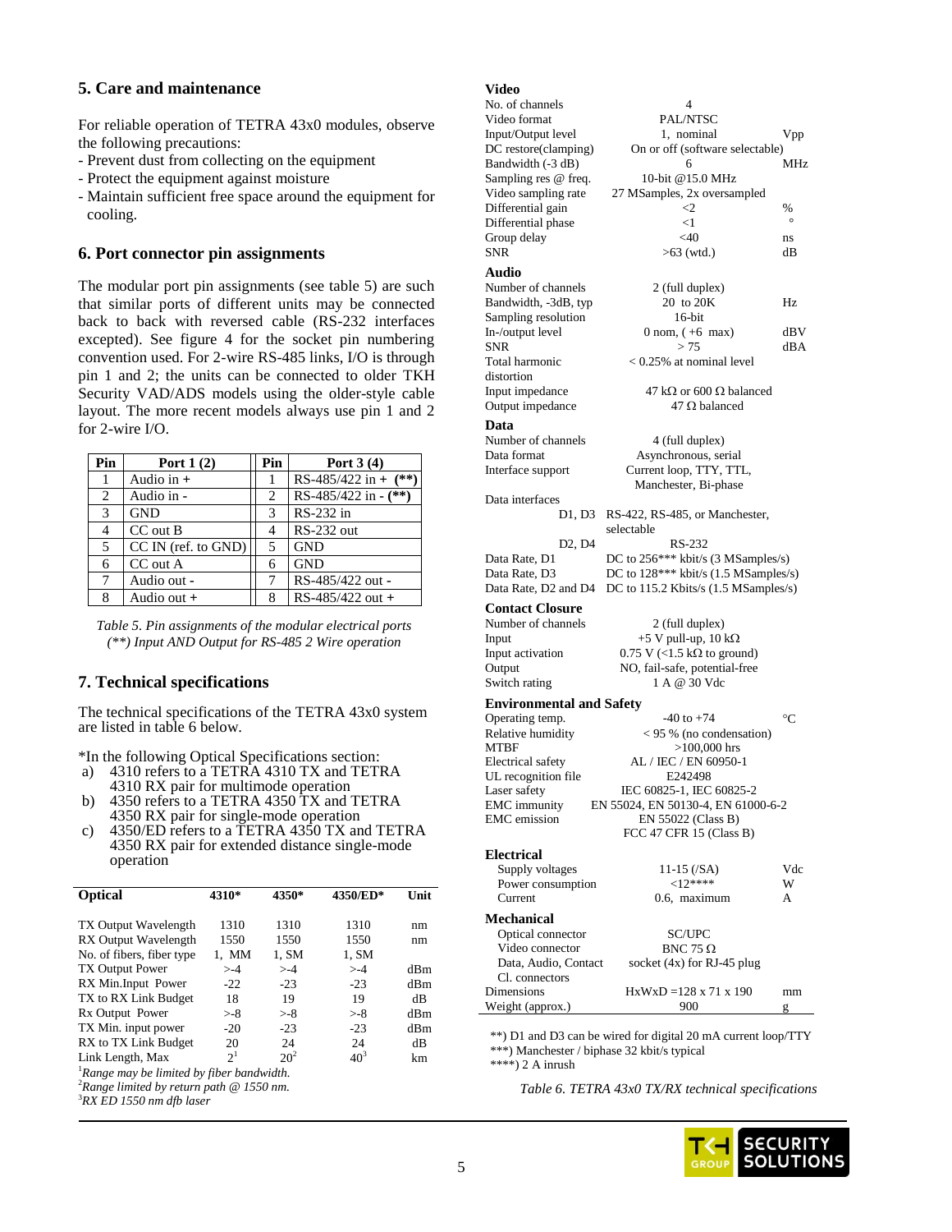## 5. Care and maintenance

For reliable operation of TETRA 43x0 modules, observe the following precautions:

- Prevent dust from collecting on the equipment
- Protect the equipment against moisture
- Maintain sufficient free space around the equipment for cooling.

## 6. Port connector pin assignments

The modular port pin assignments (see table 5) are such that similar ports of different units may be connected back to back with reversed cable (RS-232 interfaces excepted). See figure 4 for the socket pin numbering convention used. For 2-wire RS-485 links, I/O is through pin 1 and 2; the units can be connected to older TKH Security VAD/ADS models using the older-style cable layout. The more recent models always use pin 1 and 2 for 2-wire I/O.

| Pin | Port 1 (2) | Pin | Port 3 (4) |
|---|---|---|---|
| 1 | Audio in + | 1 | RS-485/422 in + **(**)** |
| 2 | Audio in - | 2 | RS-485/422 in - **(**)** |
| 3 | GND | 3 | RS-232 in |
| 4 | CC out B | 4 | RS-232 out |
| 5 | CC IN (ref. to GND) | 5 | GND |
| 6 | CC out A | 6 | GND |
| 7 | Audio out - | 7 | RS-485/422 out - |
| 8 | Audio out + | 8 | RS-485/422 out + |

*Table 5. Pin assignments of the modular electrical ports (**) Input AND Output for RS-485 2 Wire operation*

## 7. Technical specifications

The technical specifications of the TETRA 43x0 system are listed in table 6 below.

*In the following Optical Specifications section:

a) 4310 refers to a TETRA 4310 TX and TETRA 4310 RX pair for multimode operation
b) 4350 refers to a TETRA 4350 TX and TETRA 4350 RX pair for single-mode operation
c) 4350/ED refers to a TETRA 4350 TX and TETRA 4350 RX pair for extended distance single-mode operation

| Optical | 4310* | 4350* | 4350/ED* | Unit |
|---|---|---|---|---|
| TX Output Wavelength | 1310 | 1310 | 1310 | nm |
| RX Output Wavelength | 1550 | 1550 | 1550 | nm |
| No. of fibers, fiber type | 1, MM | 1, SM | 1, SM | |
| TX Output Power | >-4 | >-4 | >-4 | dBm |
| RX Min.Input Power | -22 | -23 | -23 | dBm |
| TX to RX Link Budget | 18 | 19 | 19 | dB |
| Rx Output Power | >-8 | >-8 | >-8 | dBm |
| TX Min. input power | -20 | -23 | -23 | dBm |
| RX to TX Link Budget | 20 | 24 | 24 | dB |
| Link Length, Max | 2[1] | 20[2] | 40[3] | km |

[1]*Range may be limited by fiber bandwidth.*
[2]*Range limited by return path @ 1550 nm.*
[3]*RX ED 1550 nm dfb laser*

| | | |
|---|---|---|
| **Video** | | |
| No. of channels | 4 | |
| Video format | PAL/NTSC | |
| Input/Output level | 1, nominal | Vpp |
| DC restore(clamping) | On or off (software selectable) | |
| Bandwidth (-3 dB) | 6 | MHz |
| Sampling res @ freq. | 10-bit @15.0 MHz | |
| Video sampling rate | 27 MSamples, 2x oversampled | |
| Differential gain | <2 | % |
| Differential phase | <1 | ° |
| Group delay | <40 | ns |
| SNR | >63 (wtd.) | dB |
| **Audio** | | |
| Number of channels | 2 (full duplex) | |
| Bandwidth, -3dB, typ | 20 to 20K | Hz |
| Sampling resolution | 16-bit | |
| In-/output level | 0 nom, ( +6 max) | dBV |
| SNR | > 75 | dBA |
| Total harmonic distortion | < 0.25% at nominal level | |
| Input impedance | 47 kΩ or 600 Ω balanced | |
| Output impedance | 47 Ω balanced | |
| **Data** | | |
| Number of channels | 4 (full duplex) | |
| Data format | Asynchronous, serial | |
| Interface support | Current loop, TTY, TTL, Manchester, Bi-phase | |
| Data interfaces | | |
| D1, D3 | RS-422, RS-485, or Manchester, selectable | |
| D2, D4 | RS-232 | |
| Data Rate, D1 | DC to 256*** kbit/s (3 MSamples/s) | |
| Data Rate, D3 | DC to 128*** kbit/s (1.5 MSamples/s) | |
| Data Rate, D2 and D4 | DC to 115.2 Kbits/s (1.5 MSamples/s) | |
| **Contact Closure** | | |
| Number of channels | 2 (full duplex) | |
| Input | +5 V pull-up, 10 kΩ | |
| Input activation | 0.75 V (<1.5 kΩ to ground) | |
| Output | NO, fail-safe, potential-free | |
| Switch rating | 1 A @ 30 Vdc | |
| **Environmental and Safety** | | |
| Operating temp. | -40 to +74 | °C |
| Relative humidity | < 95 % (no condensation) | |
| MTBF | >100,000 hrs | |
| Electrical safety | AL / IEC / EN 60950-1 | |
| UL recognition file | E242498 | |
| Laser safety | IEC 60825-1, IEC 60825-2 | |
| EMC immunity | EN 55024, EN 50130-4, EN 61000-6-2 | |
| EMC emission | EN 55022 (Class B) FCC 47 CFR 15 (Class B) | |
| **Electrical** | | |
| Supply voltages | 11-15 (/SA) | Vdc |
| Power consumption | <12**** | W |
| Current | 0.6, maximum | A |
| **Mechanical** | | |
| Optical connector | SC/UPC | |
| Video connector | BNC 75 Ω | |
| Data, Audio, Contact Cl. connectors | socket (4x) for RJ-45 plug | |
| Dimensions | HxWxD =128 x 71 x 190 | mm |
| Weight (approx.) | 900 | g |

**) D1 and D3 can be wired for digital 20 mA current loop/TTY
***) Manchester / biphase 32 kbit/s typical
****) 2 A inrush

*Table 6. TETRA 43x0 TX/RX technical specifications*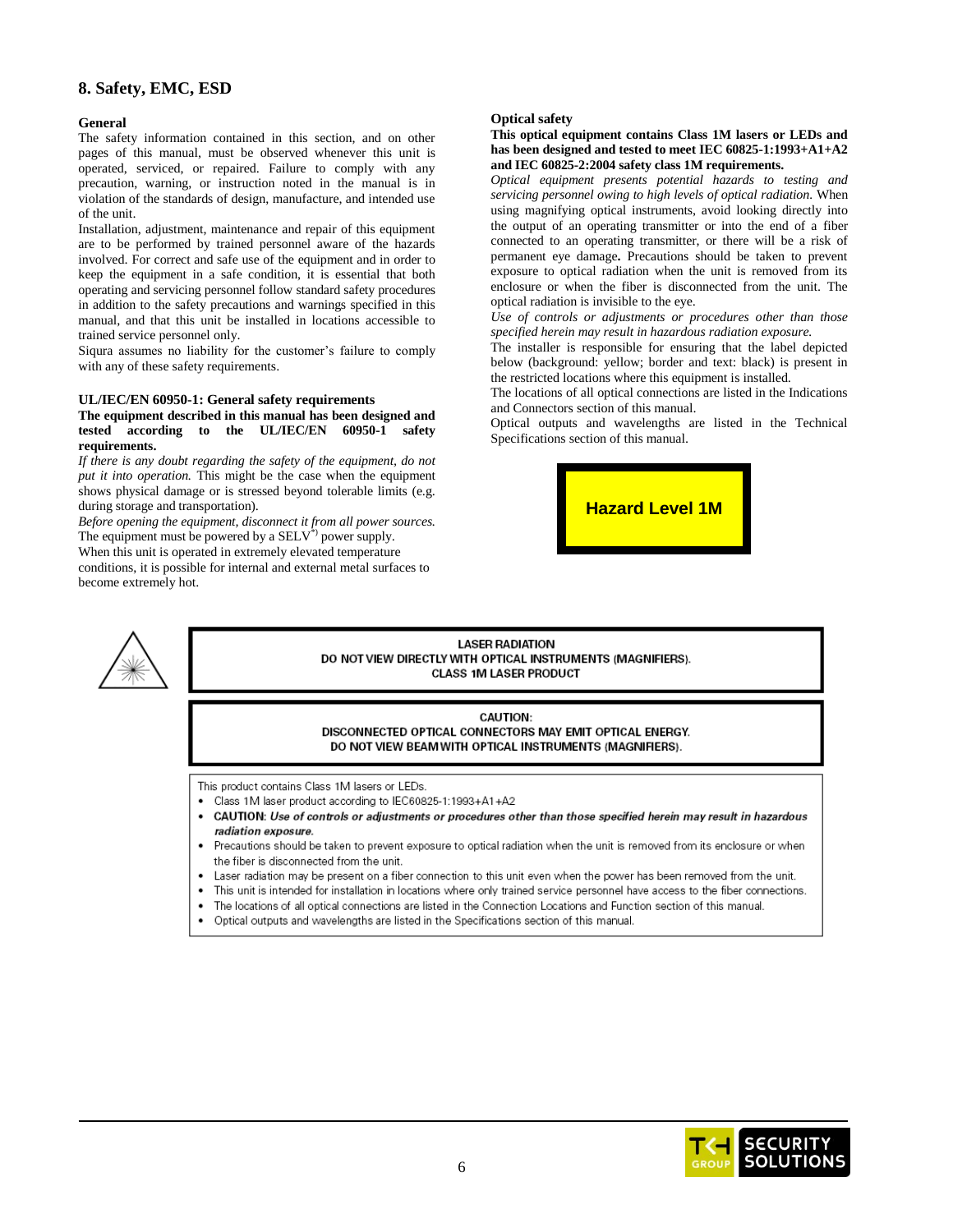## 8. Safety, EMC, ESD

### General

The safety information contained in this section, and on other pages of this manual, must be observed whenever this unit is operated, serviced, or repaired. Failure to comply with any precaution, warning, or instruction noted in the manual is in violation of the standards of design, manufacture, and intended use of the unit.

Installation, adjustment, maintenance and repair of this equipment are to be performed by trained personnel aware of the hazards involved. For correct and safe use of the equipment and in order to keep the equipment in a safe condition, it is essential that both operating and servicing personnel follow standard safety procedures in addition to the safety precautions and warnings specified in this manual, and that this unit be installed in locations accessible to trained service personnel only.

Siqura assumes no liability for the customer's failure to comply with any of these safety requirements.

### UL/IEC/EN 60950-1: General safety requirements

**The equipment described in this manual has been designed and tested according to the UL/IEC/EN 60950-1 safety requirements.**

*If there is any doubt regarding the safety of the equipment, do not put it into operation.* This might be the case when the equipment shows physical damage or is stressed beyond tolerable limits (e.g. during storage and transportation).

*Before opening the equipment, disconnect it from all power sources.*
The equipment must be powered by a SELV[*)] power supply.
When this unit is operated in extremely elevated temperature conditions, it is possible for internal and external metal surfaces to become extremely hot.

### Optical safety

**This optical equipment contains Class 1M lasers or LEDs and has been designed and tested to meet IEC 60825-1:1993+A1+A2 and IEC 60825-2:2004 safety class 1M requirements.**

*Optical equipment presents potential hazards to testing and servicing personnel owing to high levels of optical radiation.* When using magnifying optical instruments, avoid looking directly into the output of an operating transmitter or into the end of a fiber connected to an operating transmitter, or there will be a risk of permanent eye damage**.** Precautions should be taken to prevent exposure to optical radiation when the unit is removed from its enclosure or when the fiber is disconnected from the unit. The optical radiation is invisible to the eye.

*Use of controls or adjustments or procedures other than those specified herein may result in hazardous radiation exposure.*

The installer is responsible for ensuring that the label depicted below (background: yellow; border and text: black) is present in the restricted locations where this equipment is installed.

The locations of all optical connections are listed in the Indications and Connectors section of this manual.

Optical outputs and wavelengths are listed in the Technical Specifications section of this manual.

**Hazard Level 1M**

LASER RADIATION
DO NOT VIEW DIRECTLY WITH OPTICAL INSTRUMENTS (MAGNIFIERS).
CLASS 1M LASER PRODUCT

CAUTION:
DISCONNECTED OPTICAL CONNECTORS MAY EMIT OPTICAL ENERGY.
DO NOT VIEW BEAM WITH OPTICAL INSTRUMENTS (MAGNIFIERS).

This product contains Class 1M lasers or LEDs.

- Class 1M laser product according to IEC60825-1:1993+A1+A2
- **CAUTION**: ***Use of controls or adjustments or procedures other than those specified herein may result in hazardous radiation exposure.***
- Precautions should be taken to prevent exposure to optical radiation when the unit is removed from its enclosure or when the fiber is disconnected from the unit.
- Laser radiation may be present on a fiber connection to this unit even when the power has been removed from the unit.
- This unit is intended for installation in locations where only trained service personnel have access to the fiber connections.
- The locations of all optical connections are listed in the Connection Locations and Function section of this manual.
- Optical outputs and wavelengths are listed in the Specifications section of this manual.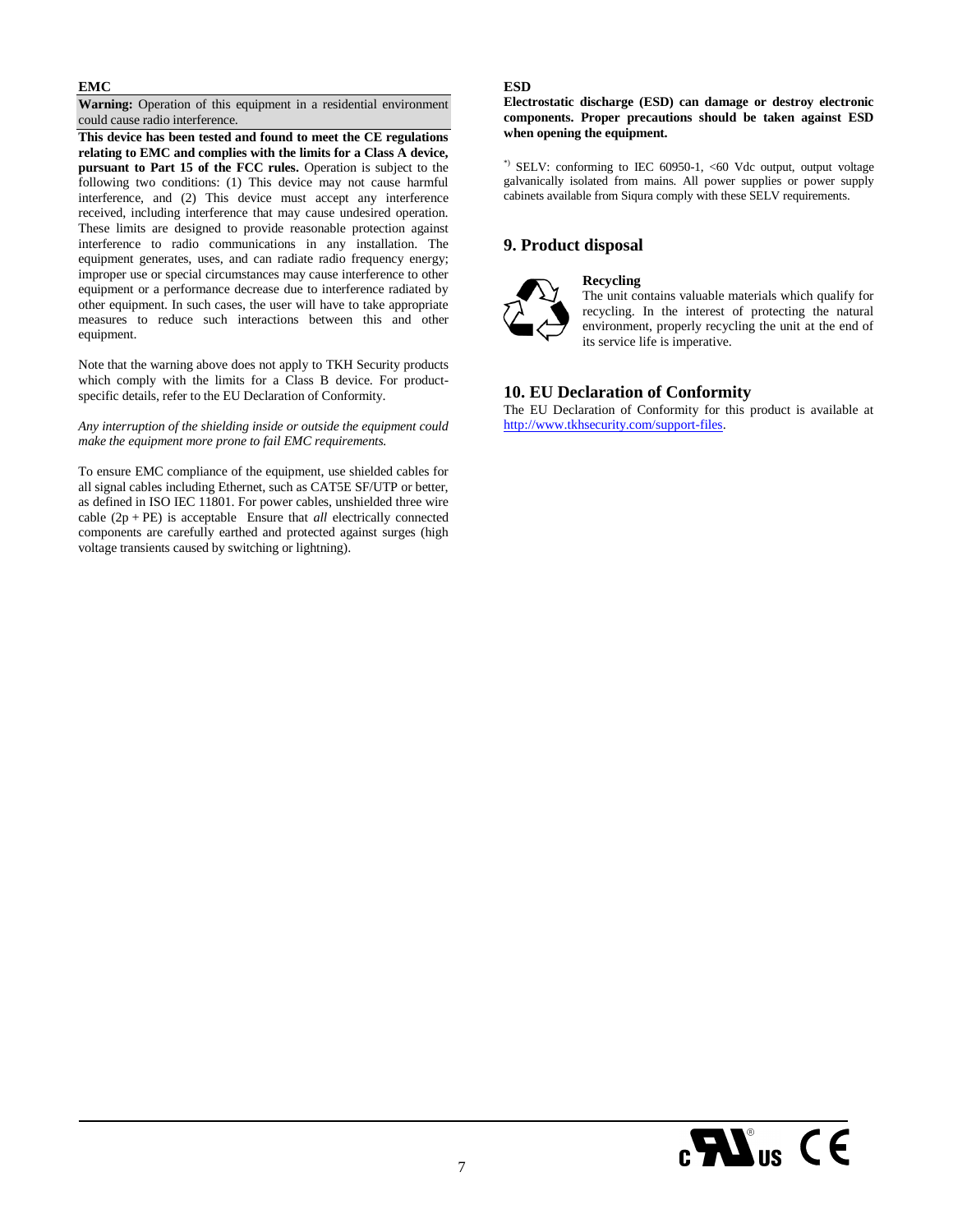**EMC**

**Warning:** Operation of this equipment in a residential environment could cause radio interference.

**This device has been tested and found to meet the CE regulations relating to EMC and complies with the limits for a Class A device, pursuant to Part 15 of the FCC rules.** Operation is subject to the following two conditions: (1) This device may not cause harmful interference, and (2) This device must accept any interference received, including interference that may cause undesired operation. These limits are designed to provide reasonable protection against interference to radio communications in any installation. The equipment generates, uses, and can radiate radio frequency energy; improper use or special circumstances may cause interference to other equipment or a performance decrease due to interference radiated by other equipment. In such cases, the user will have to take appropriate measures to reduce such interactions between this and other equipment.

Note that the warning above does not apply to TKH Security products which comply with the limits for a Class B device. For product-specific details, refer to the EU Declaration of Conformity.

*Any interruption of the shielding inside or outside the equipment could make the equipment more prone to fail EMC requirements.*

To ensure EMC compliance of the equipment, use shielded cables for all signal cables including Ethernet, such as CAT5E SF/UTP or better, as defined in ISO IEC 11801. For power cables, unshielded three wire cable (2p + PE) is acceptable Ensure that *all* electrically connected components are carefully earthed and protected against surges (high voltage transients caused by switching or lightning).

**ESD**

**Electrostatic discharge (ESD) can damage or destroy electronic components. Proper precautions should be taken against ESD when opening the equipment.**

*) SELV: conforming to IEC 60950-1, <60 Vdc output, output voltage galvanically isolated from mains. All power supplies or power supply cabinets available from Siqura comply with these SELV requirements.

## 9. Product disposal

**Recycling**

The unit contains valuable materials which qualify for recycling. In the interest of protecting the natural environment, properly recycling the unit at the end of its service life is imperative.

## 10. EU Declaration of Conformity

The EU Declaration of Conformity for this product is available at http://www.tkhsecurity.com/support-files.